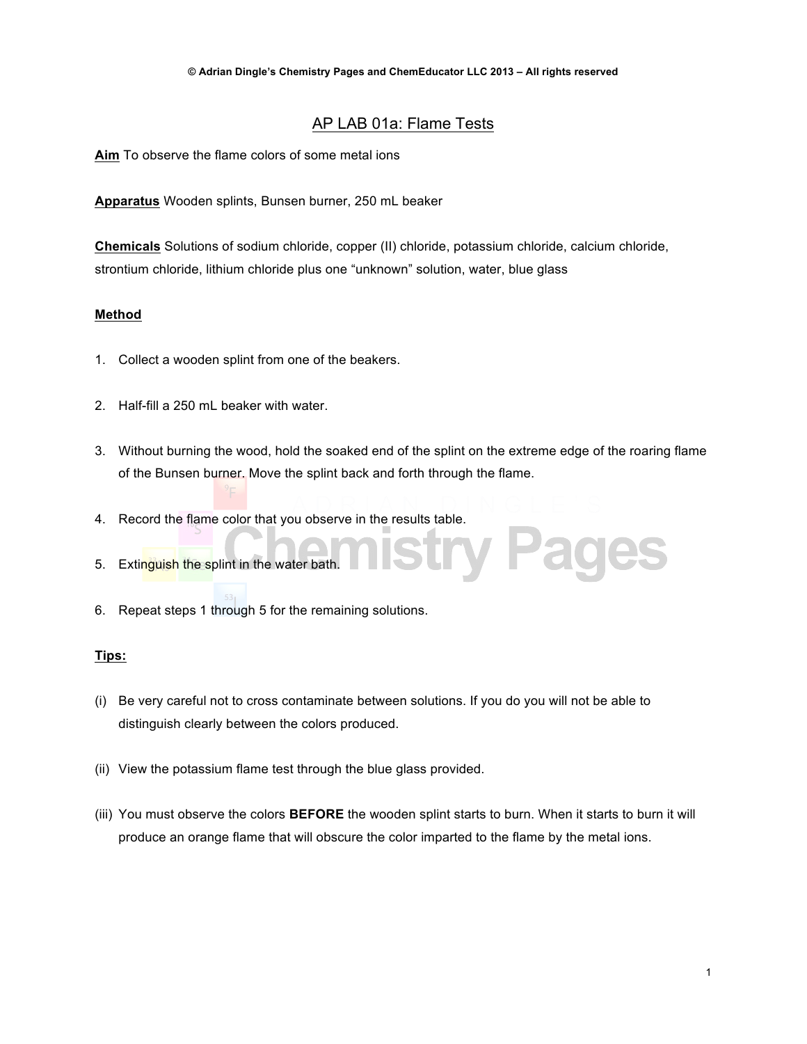© Adrian Dingle's Chemistry Pages and ChemEducator LLC 2013 – All rights reserved

# AP LAB 01a: Flame Tests

**Aim** To observe the flame colors of some metal ions

**Apparatus** Wooden splints, Bunsen burner, 250 mL beaker

**Chemicals** Solutions of sodium chloride, copper (II) chloride, potassium chloride, calcium chloride, strontium chloride, lithium chloride plus one "unknown" solution, water, blue glass

## Method

1. Collect a wooden splint from one of the beakers.
2. Half-fill a 250 mL beaker with water.
3. Without burning the wood, hold the soaked end of the splint on the extreme edge of the roaring flame of the Bunsen burner. Move the splint back and forth through the flame.
4. Record the flame color that you observe in the results table.
5. Extinguish the splint in the water bath.
6. Repeat steps 1 through 5 for the remaining solutions.

## Tips:

(i) Be very careful not to cross contaminate between solutions. If you do you will not be able to distinguish clearly between the colors produced.

(ii) View the potassium flame test through the blue glass provided.

(iii) You must observe the colors **BEFORE** the wooden splint starts to burn. When it starts to burn it will produce an orange flame that will obscure the color imparted to the flame by the metal ions.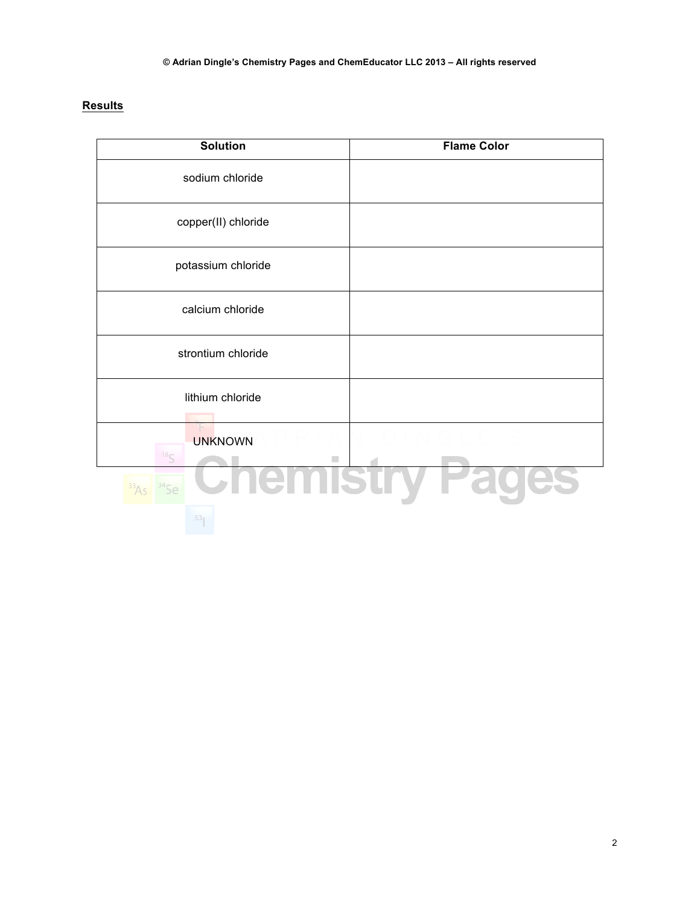## Results

| Solution | Flame Color |
| --- | --- |
| sodium chloride | |
| copper(II) chloride | |
| potassium chloride | |
| calcium chloride | |
| strontium chloride | |
| lithium chloride | |
| UNKNOWN | |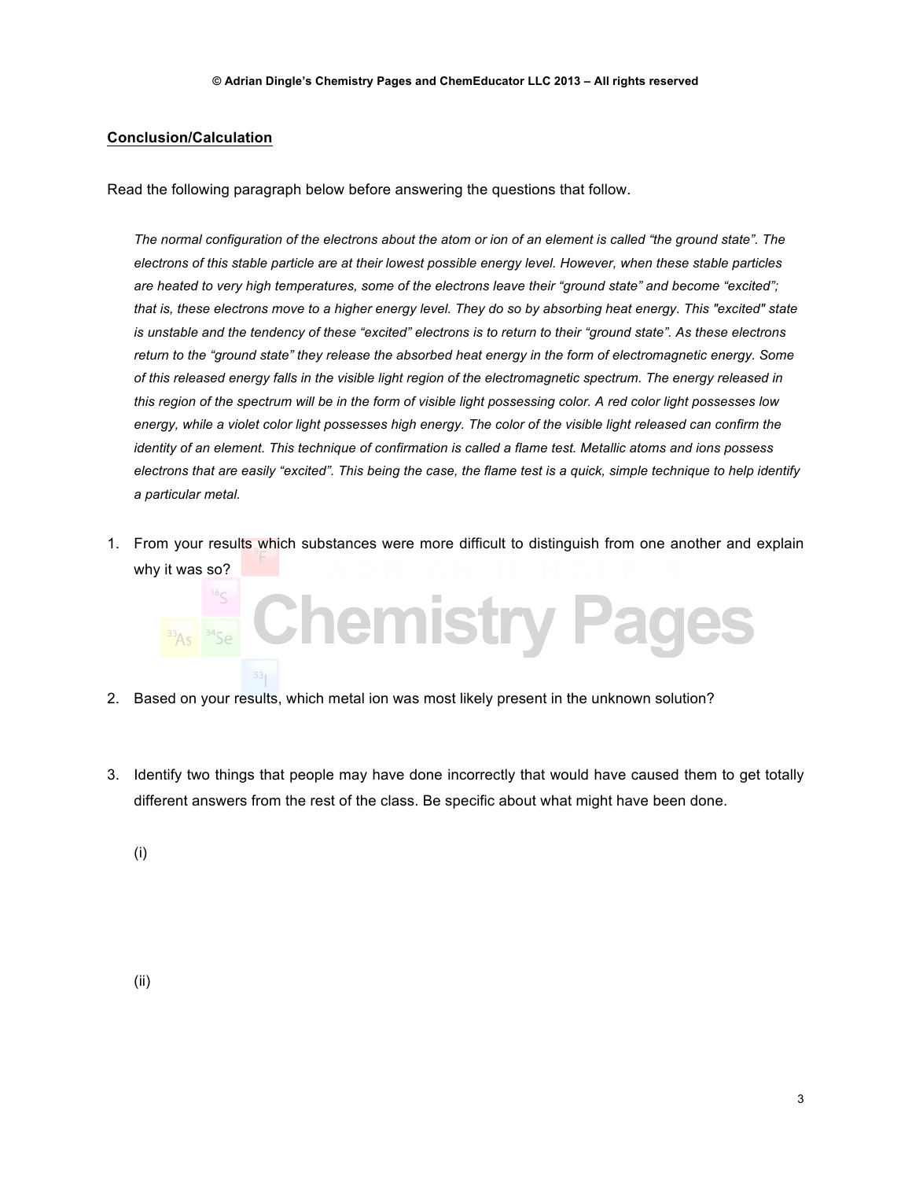**Conclusion/Calculation**

Read the following paragraph below before answering the questions that follow.

*The normal configuration of the electrons about the atom or ion of an element is called "the ground state". The electrons of this stable particle are at their lowest possible energy level. However, when these stable particles are heated to very high temperatures, some of the electrons leave their "ground state" and become "excited"; that is, these electrons move to a higher energy level. They do so by absorbing heat energy. This "excited" state is unstable and the tendency of these "excited" electrons is to return to their "ground state". As these electrons return to the "ground state" they release the absorbed heat energy in the form of electromagnetic energy. Some of this released energy falls in the visible light region of the electromagnetic spectrum. The energy released in this region of the spectrum will be in the form of visible light possessing color. A red color light possesses low energy, while a violet color light possesses high energy. The color of the visible light released can confirm the identity of an element. This technique of confirmation is called a flame test. Metallic atoms and ions possess electrons that are easily "excited". This being the case, the flame test is a quick, simple technique to help identify a particular metal.*

1. From your results which substances were more difficult to distinguish from one another and explain why it was so?

2. Based on your results, which metal ion was most likely present in the unknown solution?

3. Identify two things that people may have done incorrectly that would have caused them to get totally different answers from the rest of the class. Be specific about what might have been done.

   (i)

   (ii)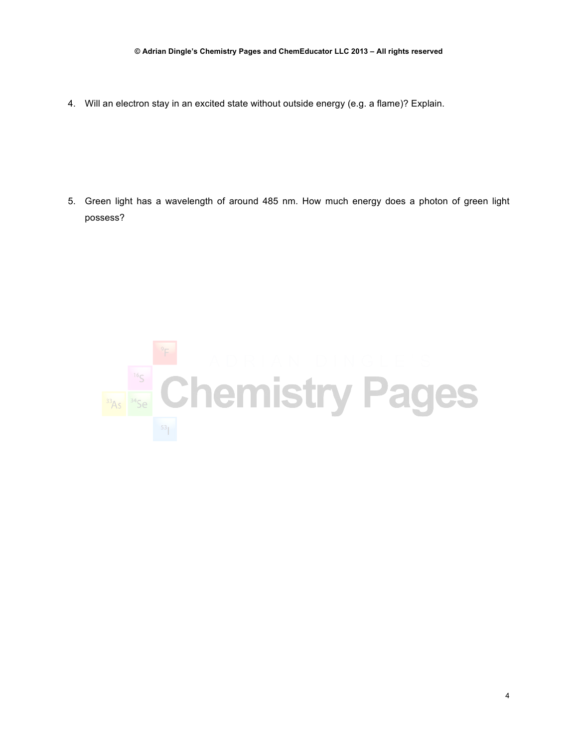4. Will an electron stay in an excited state without outside energy (e.g. a flame)? Explain.

5. Green light has a wavelength of around 485 nm. How much energy does a photon of green light possess?